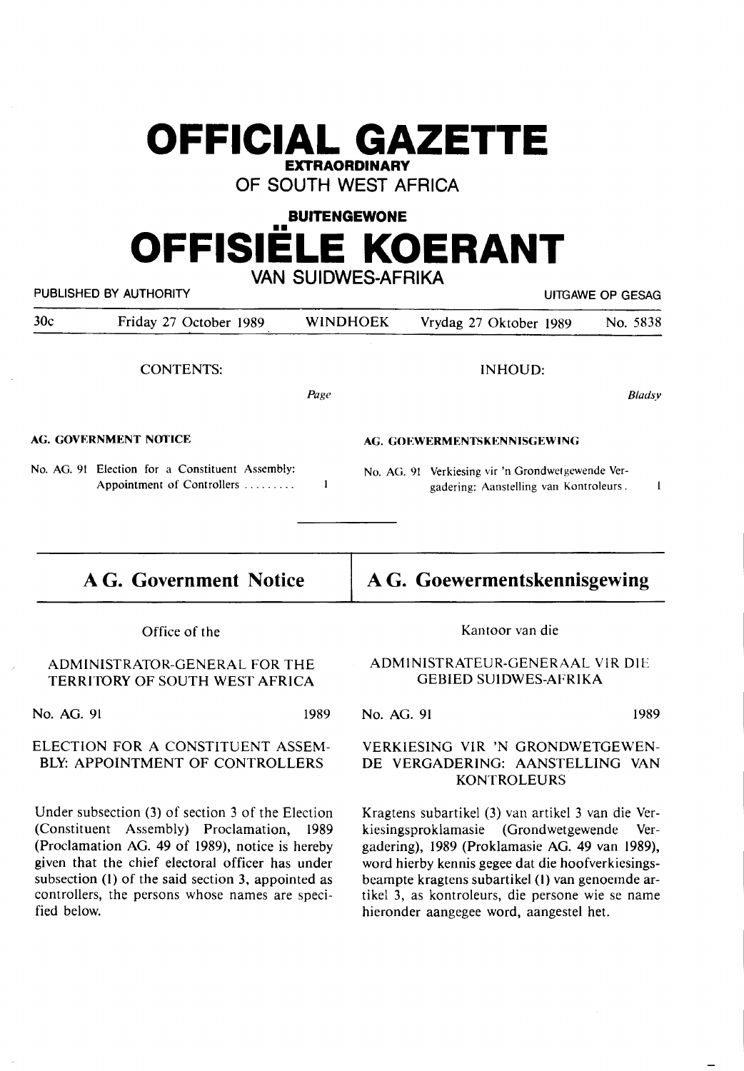# OFFICIAL GAZETTE

**EXTRAORDINARY**

OF SOUTH WEST AFRICA

**BUITENGEWONE**

# OFFISIËLE KOERANT

VAN SUIDWES-AFRIKA

PUBLISHED BY AUTHORITY — UITGAWE OP GESAG

| 30c | Friday 27 October 1989 | WINDHOEK | Vrydag 27 Oktober 1989 | No. 5838 |
|---|---|---|---|---|

CONTENTS: *Page*

**AG. GOVERNMENT NOTICE**

No. AG. 91 Election for a Constituent Assembly: Appointment of Controllers ......... 1

INHOUD: *Bladsy*

**AG. GOEWERMENTSKENNISGEWING**

No. AG. 91 Verkiesing vir 'n Grondwetgewende Vergadering: Aanstelling van Kontroleurs. 1

## A G. Government Notice

Office of the

ADMINISTRATOR-GENERAL FOR THE TERRITORY OF SOUTH WEST AFRICA

No. AG. 91 1989

ELECTION FOR A CONSTITUENT ASSEMBLY: APPOINTMENT OF CONTROLLERS

Under subsection (3) of section 3 of the Election (Constituent Assembly) Proclamation, 1989 (Proclamation AG. 49 of 1989), notice is hereby given that the chief electoral officer has under subsection (1) of the said section 3, appointed as controllers, the persons whose names are specified below.

## A G. Goewermentskennisgewing

Kantoor van die

ADMINISTRATEUR-GENERAAL VIR DIE GEBIED SUIDWES-AFRIKA

No. AG. 91 1989

VERKIESING VIR 'N GRONDWETGEWENDE VERGADERING: AANSTELLING VAN KONTROLEURS

Kragtens subartikel (3) van artikel 3 van die Verkiesingsproklamasie (Grondwetgewende Vergadering), 1989 (Proklamasie AG. 49 van 1989), word hierby kennis gegee dat die hoofverkiesingsbeampte kragtens subartikel (1) van genoemde artikel 3, as kontroleurs, die persone wie se name hieronder aangegee word, aangestel het.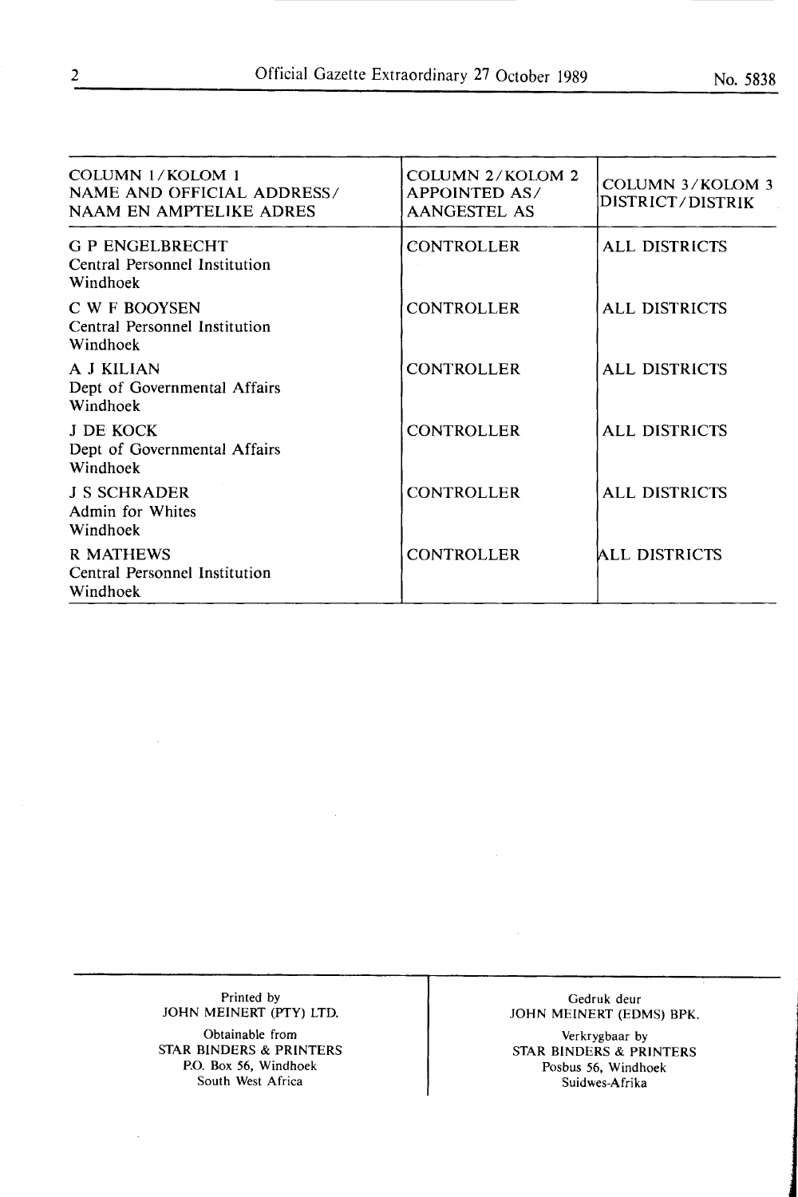| COLUMN 1/KOLOM 1 NAME AND OFFICIAL ADDRESS/ NAAM EN AMPTELIKE ADRES | COLUMN 2/KOLOM 2 APPOINTED AS/ AANGESTEL AS | COLUMN 3/KOLOM 3 DISTRICT/DISTRIK |
|---|---|---|
| G P ENGELBRECHT Central Personnel Institution Windhoek | CONTROLLER | ALL DISTRICTS |
| C W F BOOYSEN Central Personnel Institution Windhoek | CONTROLLER | ALL DISTRICTS |
| A J KILIAN Dept of Governmental Affairs Windhoek | CONTROLLER | ALL DISTRICTS |
| J DE KOCK Dept of Governmental Affairs Windhoek | CONTROLLER | ALL DISTRICTS |
| J S SCHRADER Admin for Whites Windhoek | CONTROLLER | ALL DISTRICTS |
| R MATHEWS Central Personnel Institution Windhoek | CONTROLLER | ALL DISTRICTS |

Printed by
JOHN MEINERT (PTY) LTD.

Obtainable from
STAR BINDERS & PRINTERS
P.O. Box 56, Windhoek
South West Africa

Gedruk deur
JOHN MEINERT (EDMS) BPK.

Verkrygbaar by
STAR BINDERS & PRINTERS
Posbus 56, Windhoek
Suidwes-Afrika